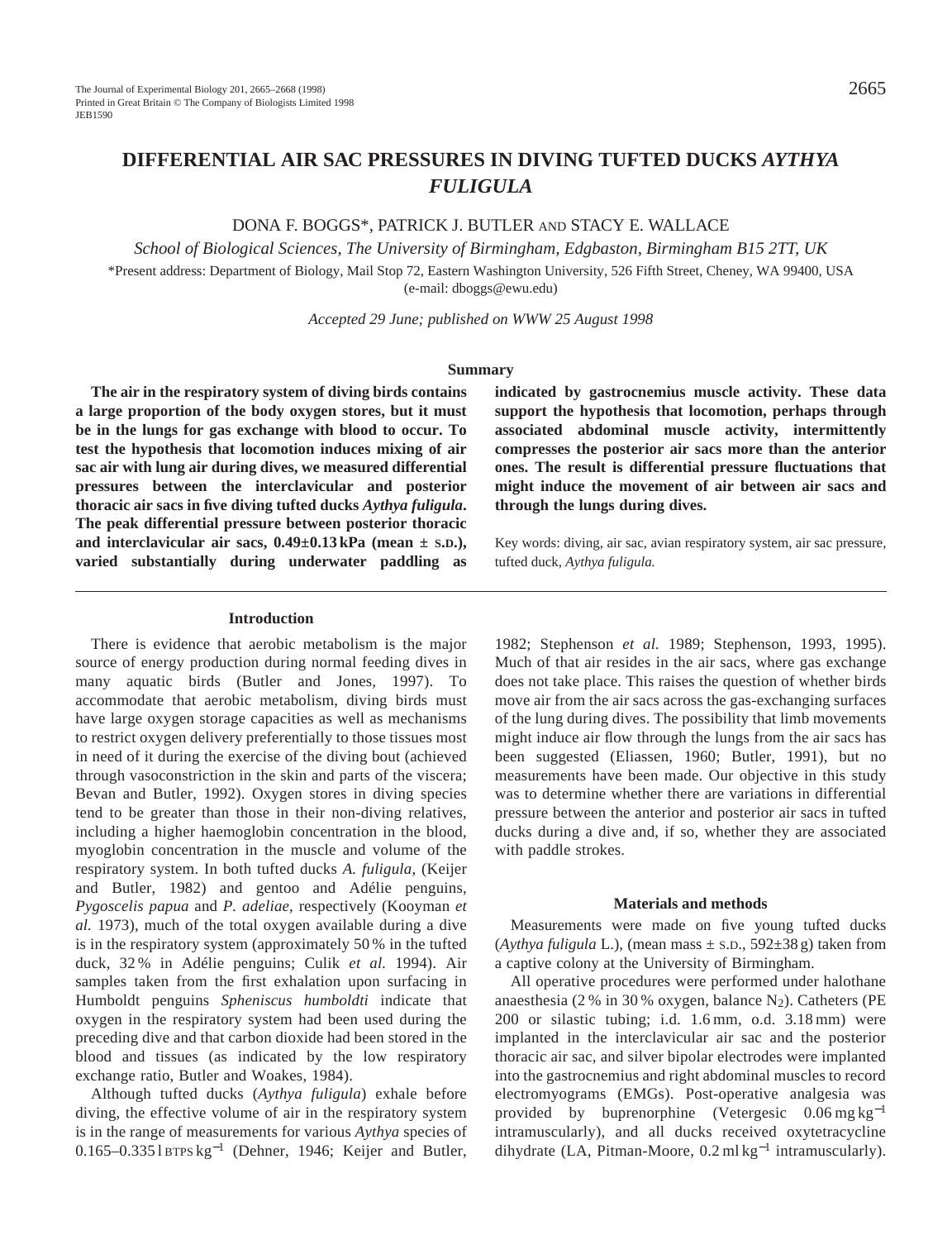# DIFFERENTIAL AIR SAC PRESSURES IN DIVING TUFTED DUCKS *AYTHYA FULIGULA*

DONA F. BOGGS*, PATRICK J. BUTLER AND STACY E. WALLACE

*School of Biological Sciences, The University of Birmingham, Edgbaston, Birmingham B15 2TT, UK*

*Present address: Department of Biology, Mail Stop 72, Eastern Washington University, 526 Fifth Street, Cheney, WA 99400, USA (e-mail: dboggs@ewu.edu)

*Accepted 29 June; published on WWW 25 August 1998*

## Summary

**The air in the respiratory system of diving birds contains a large proportion of the body oxygen stores, but it must be in the lungs for gas exchange with blood to occur. To test the hypothesis that locomotion induces mixing of air sac air with lung air during dives, we measured differential pressures between the interclavicular and posterior thoracic air sacs in five diving tufted ducks *Aythya fuligula*. The peak differential pressure between posterior thoracic and interclavicular air sacs, 0.49±0.13 kPa (mean ± S.D.), varied substantially during underwater paddling as indicated by gastrocnemius muscle activity. These data support the hypothesis that locomotion, perhaps through associated abdominal muscle activity, intermittently compresses the posterior air sacs more than the anterior ones. The result is differential pressure fluctuations that might induce the movement of air between air sacs and through the lungs during dives.**

Key words: diving, air sac, avian respiratory system, air sac pressure, tufted duck, *Aythya fuligula.*

## Introduction

There is evidence that aerobic metabolism is the major source of energy production during normal feeding dives in many aquatic birds (Butler and Jones, 1997). To accommodate that aerobic metabolism, diving birds must have large oxygen storage capacities as well as mechanisms to restrict oxygen delivery preferentially to those tissues most in need of it during the exercise of the diving bout (achieved through vasoconstriction in the skin and parts of the viscera; Bevan and Butler, 1992). Oxygen stores in diving species tend to be greater than those in their non-diving relatives, including a higher haemoglobin concentration in the blood, myoglobin concentration in the muscle and volume of the respiratory system. In both tufted ducks *A. fuligula*, (Keijer and Butler, 1982) and gentoo and Adélie penguins, *Pygoscelis papua* and *P. adeliae*, respectively (Kooyman *et al.* 1973), much of the total oxygen available during a dive is in the respiratory system (approximately 50 % in the tufted duck, 32 % in Adélie penguins; Culik *et al.* 1994). Air samples taken from the first exhalation upon surfacing in Humboldt penguins *Spheniscus humboldti* indicate that oxygen in the respiratory system had been used during the preceding dive and that carbon dioxide had been stored in the blood and tissues (as indicated by the low respiratory exchange ratio, Butler and Woakes, 1984).

Although tufted ducks (*Aythya fuligula*) exhale before diving, the effective volume of air in the respiratory system is in the range of measurements for various *Aythya* species of 0.165–0.335 l BTPS $kg^{-1}$ (Dehner, 1946; Keijer and Butler, 1982; Stephenson *et al.* 1989; Stephenson, 1993, 1995). Much of that air resides in the air sacs, where gas exchange does not take place. This raises the question of whether birds move air from the air sacs across the gas-exchanging surfaces of the lung during dives. The possibility that limb movements might induce air flow through the lungs from the air sacs has been suggested (Eliassen, 1960; Butler, 1991), but no measurements have been made. Our objective in this study was to determine whether there are variations in differential pressure between the anterior and posterior air sacs in tufted ducks during a dive and, if so, whether they are associated with paddle strokes.

## Materials and methods

Measurements were made on five young tufted ducks (*Aythya fuligula* L.), (mean mass ± S.D., 592±38 g) taken from a captive colony at the University of Birmingham.

All operative procedures were performed under halothane anaesthesia (2 % in 30 % oxygen, balance $N_2$). Catheters (PE 200 or silastic tubing; i.d. 1.6 mm, o.d. 3.18 mm) were implanted in the interclavicular air sac and the posterior thoracic air sac, and silver bipolar electrodes were implanted into the gastrocnemius and right abdominal muscles to record electromyograms (EMGs). Post-operative analgesia was provided by buprenorphine (Vetergesic 0.06 mg $kg^{-1}$ intramuscularly), and all ducks received oxytetracycline dihydrate (LA, Pitman-Moore, 0.2 ml $kg^{-1}$ intramuscularly).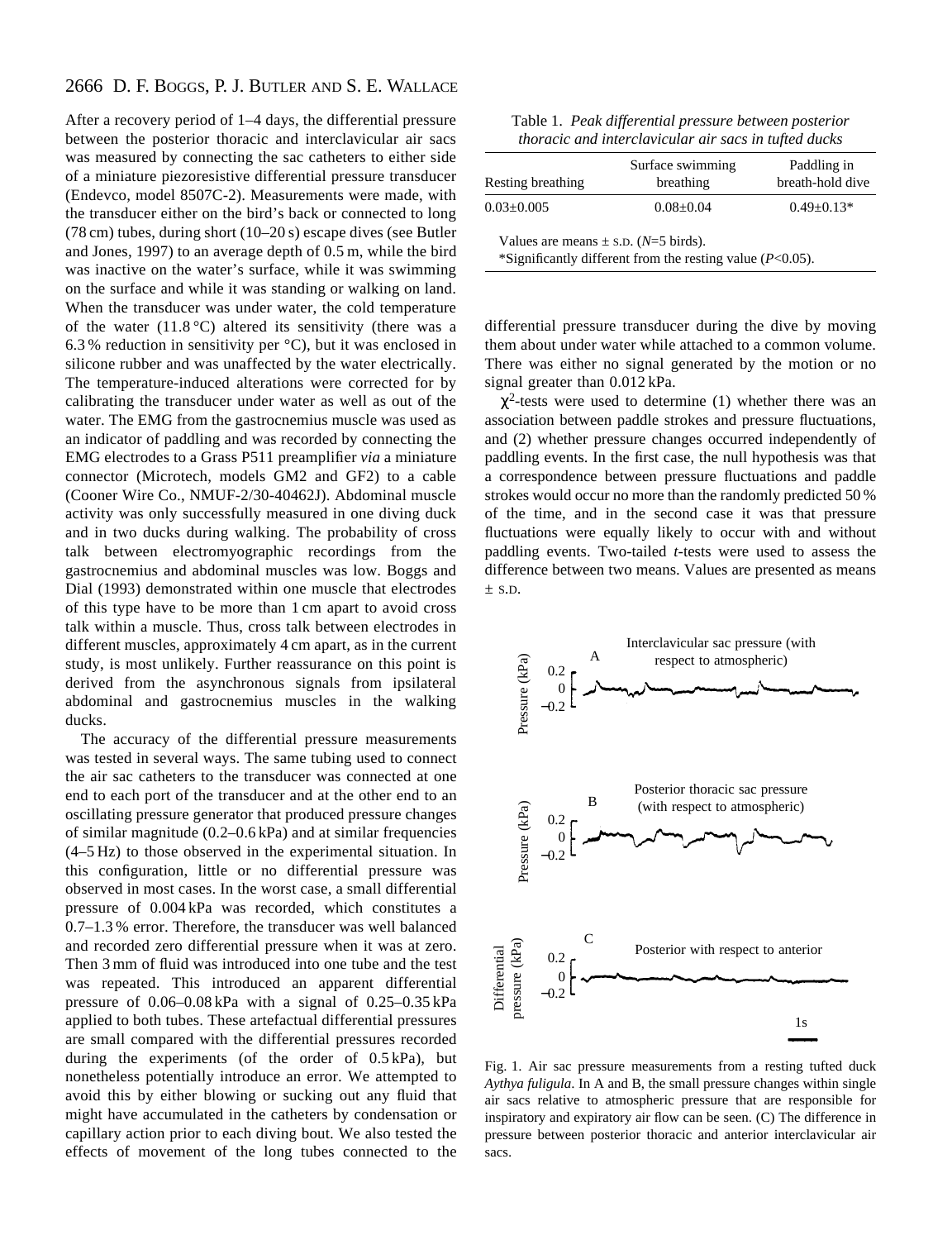After a recovery period of 1–4 days, the differential pressure between the posterior thoracic and interclavicular air sacs was measured by connecting the sac catheters to either side of a miniature piezoresistive differential pressure transducer (Endevco, model 8507C-2). Measurements were made, with the transducer either on the bird's back or connected to long (78 cm) tubes, during short (10–20 s) escape dives (see Butler and Jones, 1997) to an average depth of 0.5 m, while the bird was inactive on the water's surface, while it was swimming on the surface and while it was standing or walking on land. When the transducer was under water, the cold temperature of the water (11.8 °C) altered its sensitivity (there was a 6.3 % reduction in sensitivity per °C), but it was enclosed in silicone rubber and was unaffected by the water electrically. The temperature-induced alterations were corrected for by calibrating the transducer under water as well as out of the water. The EMG from the gastrocnemius muscle was used as an indicator of paddling and was recorded by connecting the EMG electrodes to a Grass P511 preamplifier *via* a miniature connector (Microtech, models GM2 and GF2) to a cable (Cooner Wire Co., NMUF-2/30-40462J). Abdominal muscle activity was only successfully measured in one diving duck and in two ducks during walking. The probability of cross talk between electromyographic recordings from the gastrocnemius and abdominal muscles was low. Boggs and Dial (1993) demonstrated within one muscle that electrodes of this type have to be more than 1 cm apart to avoid cross talk within a muscle. Thus, cross talk between electrodes in different muscles, approximately 4 cm apart, as in the current study, is most unlikely. Further reassurance on this point is derived from the asynchronous signals from ipsilateral abdominal and gastrocnemius muscles in the walking ducks.

The accuracy of the differential pressure measurements was tested in several ways. The same tubing used to connect the air sac catheters to the transducer was connected at one end to each port of the transducer and at the other end to an oscillating pressure generator that produced pressure changes of similar magnitude (0.2–0.6 kPa) and at similar frequencies (4–5 Hz) to those observed in the experimental situation. In this configuration, little or no differential pressure was observed in most cases. In the worst case, a small differential pressure of 0.004 kPa was recorded, which constitutes a 0.7–1.3 % error. Therefore, the transducer was well balanced and recorded zero differential pressure when it was at zero. Then 3 mm of fluid was introduced into one tube and the test was repeated. This introduced an apparent differential pressure of 0.06–0.08 kPa with a signal of 0.25–0.35 kPa applied to both tubes. These artefactual differential pressures are small compared with the differential pressures recorded during the experiments (of the order of 0.5 kPa), but nonetheless potentially introduce an error. We attempted to avoid this by either blowing or sucking out any fluid that might have accumulated in the catheters by condensation or capillary action prior to each diving bout. We also tested the effects of movement of the long tubes connected to the differential pressure transducer during the dive by moving them about under water while attached to a common volume. There was either no signal generated by the motion or no signal greater than 0.012 kPa.

$\chi^2$-tests were used to determine (1) whether there was an association between paddle strokes and pressure fluctuations, and (2) whether pressure changes occurred independently of paddling events. In the first case, the null hypothesis was that a correspondence between pressure fluctuations and paddle strokes would occur no more than the randomly predicted 50 % of the time, and in the second case it was that pressure fluctuations were equally likely to occur with and without paddling events. Two-tailed *t*-tests were used to assess the difference between two means. Values are presented as means ± S.D.

Table 1. *Peak differential pressure between posterior thoracic and interclavicular air sacs in tufted ducks*

| Resting breathing | Surface swimming breathing | Paddling in breath-hold dive |
|---|---|---|
| 0.03±0.005 | 0.08±0.04 | 0.49±0.13* |

Values are means ± S.D. ($N$=5 birds).
*Significantly different from the resting value ($P$<0.05).

Fig. 1. Air sac pressure measurements from a resting tufted duck *Aythya fuligula*. In A and B, the small pressure changes within single air sacs relative to atmospheric pressure that are responsible for inspiratory and expiratory air flow can be seen. (C) The difference in pressure between posterior thoracic and anterior interclavicular air sacs.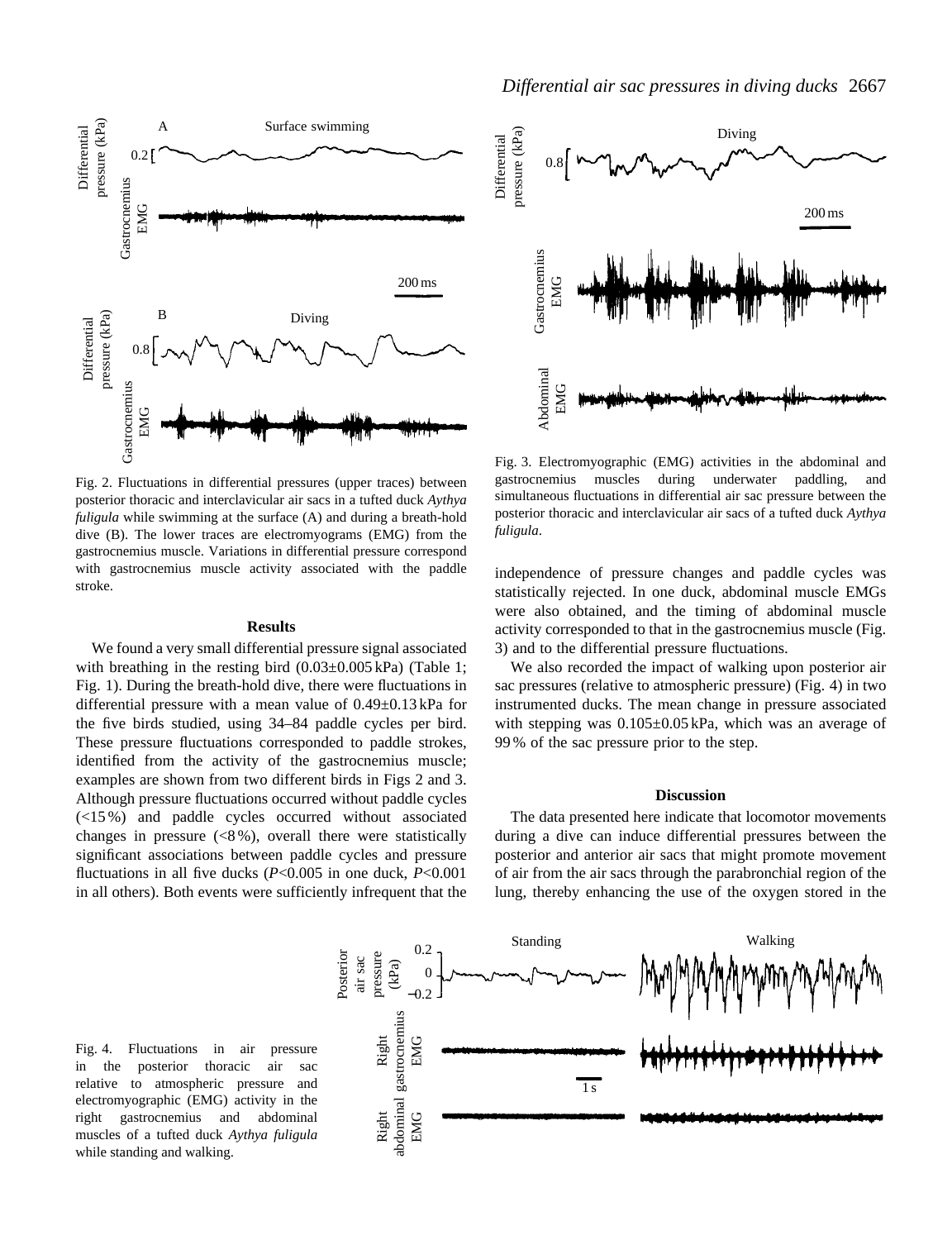Fig. 2. Fluctuations in differential pressures (upper traces) between posterior thoracic and interclavicular air sacs in a tufted duck *Aythya fuligula* while swimming at the surface (A) and during a breath-hold dive (B). The lower traces are electromyograms (EMG) from the gastrocnemius muscle. Variations in differential pressure correspond with gastrocnemius muscle activity associated with the paddle stroke.

Fig. 3. Electromyographic (EMG) activities in the abdominal and gastrocnemius muscles during underwater paddling, and simultaneous fluctuations in differential air sac pressure between the posterior thoracic and interclavicular air sacs of a tufted duck *Aythya fuligula*.

## Results

We found a very small differential pressure signal associated with breathing in the resting bird (0.03±0.005 kPa) (Table 1; Fig. 1). During the breath-hold dive, there were fluctuations in differential pressure with a mean value of 0.49±0.13 kPa for the five birds studied, using 34–84 paddle cycles per bird. These pressure fluctuations corresponded to paddle strokes, identified from the activity of the gastrocnemius muscle; examples are shown from two different birds in Figs 2 and 3. Although pressure fluctuations occurred without paddle cycles (<15 %) and paddle cycles occurred without associated changes in pressure (<8 %), overall there were statistically significant associations between paddle cycles and pressure fluctuations in all five ducks ($P$<0.005 in one duck, $P$<0.001 in all others). Both events were sufficiently infrequent that the independence of pressure changes and paddle cycles was statistically rejected. In one duck, abdominal muscle EMGs were also obtained, and the timing of abdominal muscle activity corresponded to that in the gastrocnemius muscle (Fig. 3) and to the differential pressure fluctuations.

We also recorded the impact of walking upon posterior air sac pressures (relative to atmospheric pressure) (Fig. 4) in two instrumented ducks. The mean change in pressure associated with stepping was 0.105±0.05 kPa, which was an average of 99 % of the sac pressure prior to the step.

## Discussion

The data presented here indicate that locomotor movements during a dive can induce differential pressures between the posterior and anterior air sacs that might promote movement of air from the air sacs through the parabronchial region of the lung, thereby enhancing the use of the oxygen stored in the

Fig. 4. Fluctuations in air pressure in the posterior thoracic air sac relative to atmospheric pressure and electromyographic (EMG) activity in the right gastrocnemius and abdominal muscles of a tufted duck *Aythya fuligula* while standing and walking.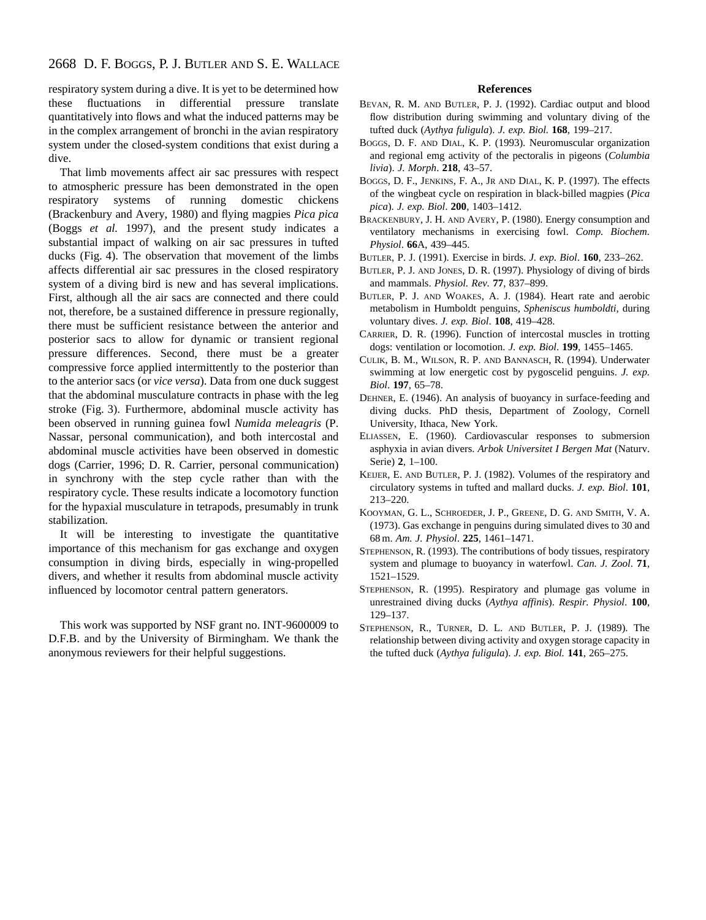respiratory system during a dive. It is yet to be determined how these fluctuations in differential pressure translate quantitatively into flows and what the induced patterns may be in the complex arrangement of bronchi in the avian respiratory system under the closed-system conditions that exist during a dive.

That limb movements affect air sac pressures with respect to atmospheric pressure has been demonstrated in the open respiratory systems of running domestic chickens (Brackenbury and Avery, 1980) and flying magpies *Pica pica* (Boggs *et al.* 1997), and the present study indicates a substantial impact of walking on air sac pressures in tufted ducks (Fig. 4). The observation that movement of the limbs affects differential air sac pressures in the closed respiratory system of a diving bird is new and has several implications. First, although all the air sacs are connected and there could not, therefore, be a sustained difference in pressure regionally, there must be sufficient resistance between the anterior and posterior sacs to allow for dynamic or transient regional pressure differences. Second, there must be a greater compressive force applied intermittently to the posterior than to the anterior sacs (or *vice versa*). Data from one duck suggest that the abdominal musculature contracts in phase with the leg stroke (Fig. 3). Furthermore, abdominal muscle activity has been observed in running guinea fowl *Numida meleagris* (P. Nassar, personal communication), and both intercostal and abdominal muscle activities have been observed in domestic dogs (Carrier, 1996; D. R. Carrier, personal communication) in synchrony with the step cycle rather than with the respiratory cycle. These results indicate a locomotory function for the hypaxial musculature in tetrapods, presumably in trunk stabilization.

It will be interesting to investigate the quantitative importance of this mechanism for gas exchange and oxygen consumption in diving birds, especially in wing-propelled divers, and whether it results from abdominal muscle activity influenced by locomotor central pattern generators.

This work was supported by NSF grant no. INT-9600009 to D.F.B. and by the University of Birmingham. We thank the anonymous reviewers for their helpful suggestions.

## References

Bevan, R. M. and Butler, P. J. (1992). Cardiac output and blood flow distribution during swimming and voluntary diving of the tufted duck (*Aythya fuligula*). *J. exp. Biol.* **168**, 199–217.

Boggs, D. F. and Dial, K. P. (1993). Neuromuscular organization and regional emg activity of the pectoralis in pigeons (*Columbia livia*). *J. Morph*. **218**, 43–57.

Boggs, D. F., Jenkins, F. A., Jr and Dial, K. P. (1997). The effects of the wingbeat cycle on respiration in black-billed magpies (*Pica pica*). *J. exp. Biol*. **200**, 1403–1412.

Brackenbury, J. H. and Avery, P. (1980). Energy consumption and ventilatory mechanisms in exercising fowl. *Comp. Biochem. Physiol*. **66**A, 439–445.

Butler, P. J. (1991). Exercise in birds. *J. exp. Biol*. **160**, 233–262.

Butler, P. J. and Jones, D. R. (1997). Physiology of diving of birds and mammals. *Physiol. Rev.* **77**, 837–899.

Butler, P. J. and Woakes, A. J. (1984). Heart rate and aerobic metabolism in Humboldt penguins, *Spheniscus humboldti*, during voluntary dives. *J. exp. Biol*. **108**, 419–428.

Carrier, D. R. (1996). Function of intercostal muscles in trotting dogs: ventilation or locomotion. *J. exp. Biol*. **199**, 1455–1465.

Culik, B. M., Wilson, R. P. and Bannasch, R. (1994). Underwater swimming at low energetic cost by pygoscelid penguins. *J. exp. Biol*. **197**, 65–78.

Dehner, E. (1946). An analysis of buoyancy in surface-feeding and diving ducks. PhD thesis, Department of Zoology, Cornell University, Ithaca, New York.

Eliassen, E. (1960). Cardiovascular responses to submersion asphyxia in avian divers. *Arbok Universitet I Bergen Mat* (Naturv. Serie) **2**, 1–100.

Keijer, E. and Butler, P. J. (1982). Volumes of the respiratory and circulatory systems in tufted and mallard ducks. *J. exp. Biol*. **101**, 213–220.

Kooyman, G. L., Schroeder, J. P., Greene, D. G. and Smith, V. A. (1973). Gas exchange in penguins during simulated dives to 30 and 68 m. *Am. J. Physiol*. **225**, 1461–1471.

Stephenson, R. (1993). The contributions of body tissues, respiratory system and plumage to buoyancy in waterfowl. *Can. J. Zool*. **71**, 1521–1529.

Stephenson, R. (1995). Respiratory and plumage gas volume in unrestrained diving ducks (*Aythya affinis*). *Respir. Physiol*. **100**, 129–137.

Stephenson, R., Turner, D. L. and Butler, P. J. (1989). The relationship between diving activity and oxygen storage capacity in the tufted duck (*Aythya fuligula*). *J. exp. Biol.* **141**, 265–275.